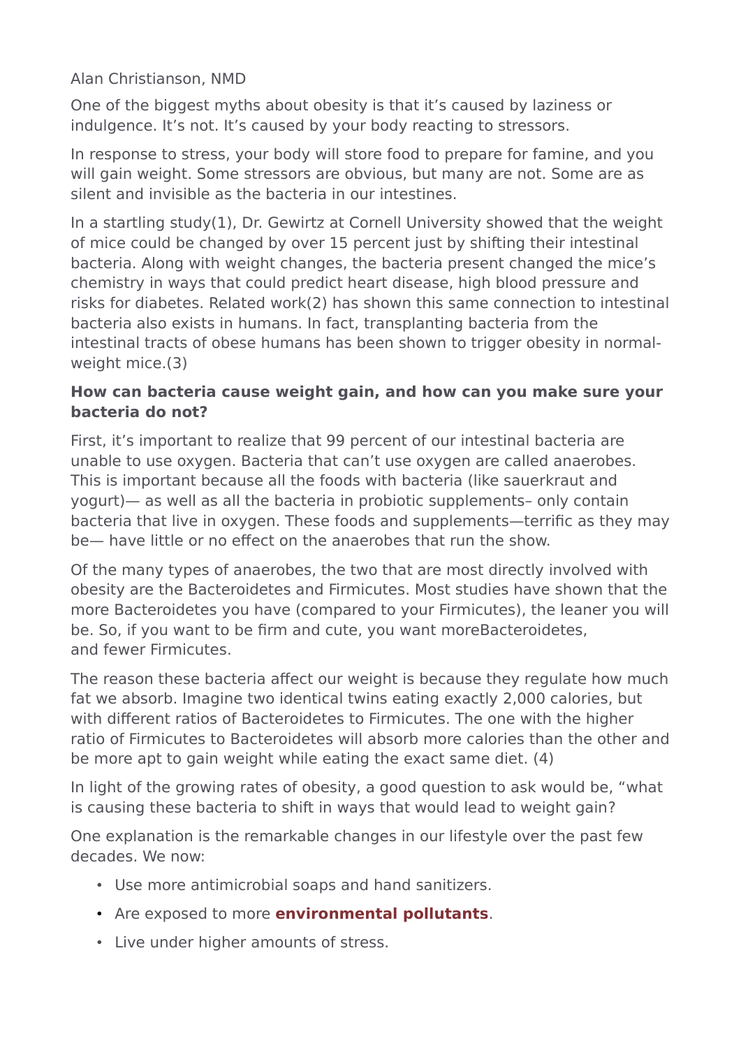Alan Christianson, NMD

One of the biggest myths about obesity is that it's caused by laziness or indulgence. It's not. It's caused by your body reacting to stressors.

In response to stress, your body will store food to prepare for famine, and you will gain weight. Some stressors are obvious, but many are not. Some are as silent and invisible as the bacteria in our intestines.

In a startling study(1), Dr. Gewirtz at Cornell University showed that the weight of mice could be changed by over 15 percent just by shifting their intestinal bacteria. Along with weight changes, the bacteria present changed the mice's chemistry in ways that could predict heart disease, high blood pressure and risks for diabetes. Related work(2) has shown this same connection to intestinal bacteria also exists in humans. In fact, transplanting bacteria from the intestinal tracts of obese humans has been shown to trigger obesity in normal-weight mice.(3)

**How can bacteria cause weight gain, and how can you make sure your bacteria do not?**

First, it's important to realize that 99 percent of our intestinal bacteria are unable to use oxygen. Bacteria that can't use oxygen are called anaerobes. This is important because all the foods with bacteria (like sauerkraut and yogurt)— as well as all the bacteria in probiotic supplements– only contain bacteria that live in oxygen. These foods and supplements—terrific as they may be— have little or no effect on the anaerobes that run the show.

Of the many types of anaerobes, the two that are most directly involved with obesity are the Bacteroidetes and Firmicutes. Most studies have shown that the more Bacteroidetes you have (compared to your Firmicutes), the leaner you will be. So, if you want to be firm and cute, you want moreBacteroidetes, and fewer Firmicutes.

The reason these bacteria affect our weight is because they regulate how much fat we absorb. Imagine two identical twins eating exactly 2,000 calories, but with different ratios of Bacteroidetes to Firmicutes. The one with the higher ratio of Firmicutes to Bacteroidetes will absorb more calories than the other and be more apt to gain weight while eating the exact same diet. (4)

In light of the growing rates of obesity, a good question to ask would be, "what is causing these bacteria to shift in ways that would lead to weight gain?

One explanation is the remarkable changes in our lifestyle over the past few decades. We now:

- Use more antimicrobial soaps and hand sanitizers.
- Are exposed to more **environmental pollutants**.
- Live under higher amounts of stress.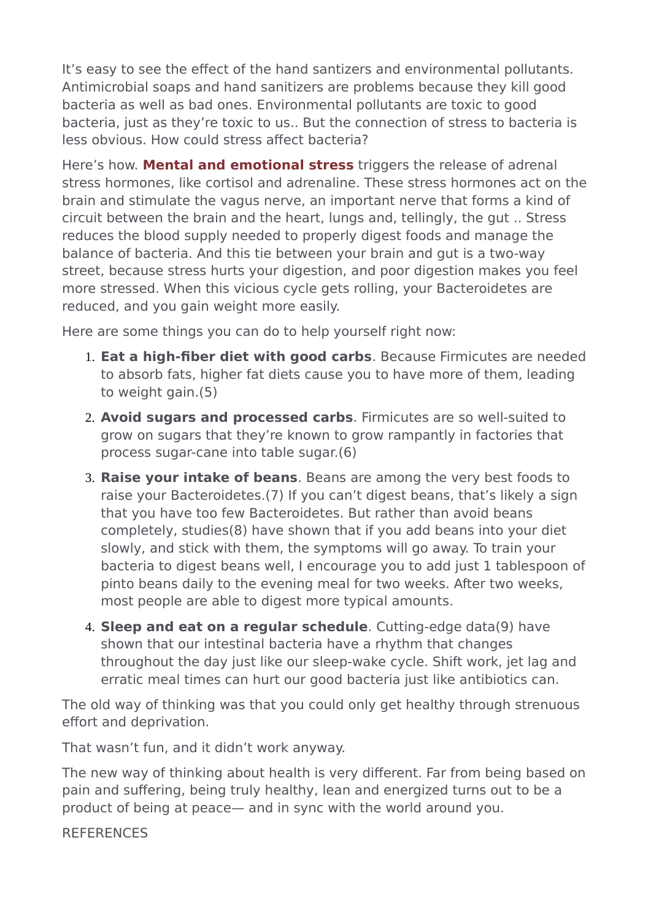It's easy to see the effect of the hand santizers and environmental pollutants. Antimicrobial soaps and hand sanitizers are problems because they kill good bacteria as well as bad ones. Environmental pollutants are toxic to good bacteria, just as they're toxic to us.. But the connection of stress to bacteria is less obvious. How could stress affect bacteria?

Here's how. **Mental and emotional stress** triggers the release of adrenal stress hormones, like cortisol and adrenaline. These stress hormones act on the brain and stimulate the vagus nerve, an important nerve that forms a kind of circuit between the brain and the heart, lungs and, tellingly, the gut .. Stress reduces the blood supply needed to properly digest foods and manage the balance of bacteria. And this tie between your brain and gut is a two-way street, because stress hurts your digestion, and poor digestion makes you feel more stressed. When this vicious cycle gets rolling, your Bacteroidetes are reduced, and you gain weight more easily.

Here are some things you can do to help yourself right now:

1. **Eat a high-fiber diet with good carbs**. Because Firmicutes are needed to absorb fats, higher fat diets cause you to have more of them, leading to weight gain.(5)
2. **Avoid sugars and processed carbs**. Firmicutes are so well-suited to grow on sugars that they're known to grow rampantly in factories that process sugar-cane into table sugar.(6)
3. **Raise your intake of beans**. Beans are among the very best foods to raise your Bacteroidetes.(7) If you can't digest beans, that's likely a sign that you have too few Bacteroidetes. But rather than avoid beans completely, studies(8) have shown that if you add beans into your diet slowly, and stick with them, the symptoms will go away. To train your bacteria to digest beans well, I encourage you to add just 1 tablespoon of pinto beans daily to the evening meal for two weeks. After two weeks, most people are able to digest more typical amounts.
4. **Sleep and eat on a regular schedule**. Cutting-edge data(9) have shown that our intestinal bacteria have a rhythm that changes throughout the day just like our sleep-wake cycle. Shift work, jet lag and erratic meal times can hurt our good bacteria just like antibiotics can.

The old way of thinking was that you could only get healthy through strenuous effort and deprivation.

That wasn't fun, and it didn't work anyway.

The new way of thinking about health is very different. Far from being based on pain and suffering, being truly healthy, lean and energized turns out to be a product of being at peace— and in sync with the world around you.

REFERENCES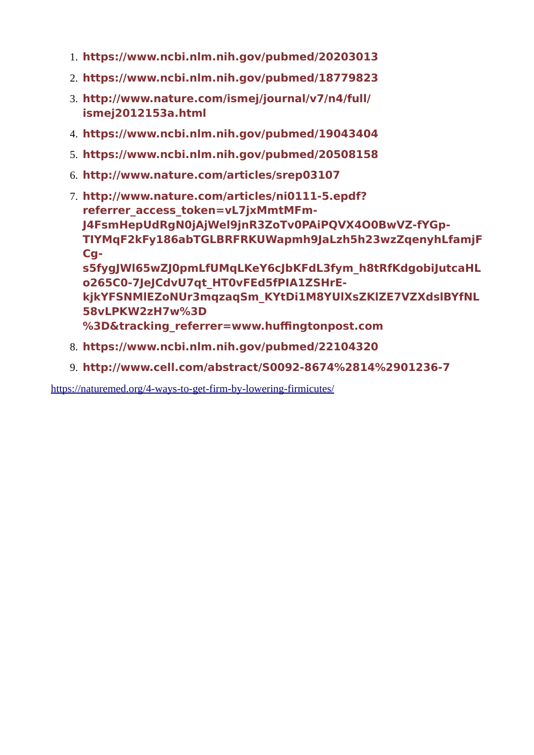1. **https://www.ncbi.nlm.nih.gov/pubmed/20203013**
2. **https://www.ncbi.nlm.nih.gov/pubmed/18779823**
3. **http://www.nature.com/ismej/journal/v7/n4/full/ismej2012153a.html**
4. **https://www.ncbi.nlm.nih.gov/pubmed/19043404**
5. **https://www.ncbi.nlm.nih.gov/pubmed/20508158**
6. **http://www.nature.com/articles/srep03107**
7. **http://www.nature.com/articles/ni0111-5.epdf?referrer_access_token=vL7jxMmtMFm-J4FsmHepUdRgN0jAjWel9jnR3ZoTv0PAiPQVX4O0BwVZ-fYGp-TIYMqF2kFy186abTGLBRFRKUWapmh9JaLzh5h23wzZqenyhLfamjFCg-s5fygJWl65wZJ0pmLfUMqLKeY6cJbKFdL3fym_h8tRfKdgobiJutcaHLo265C0-7JeJCdvU7qt_HT0vFEd5fPIA1ZSHrE-kjkYFSNMlEZoNUr3mqzaqSm_KYtDi1M8YUlXsZKlZE7VZXdslBYfNL58vLPKW2zH7w%3D%3D&tracking_referrer=www.huffingtonpost.com**
8. **https://www.ncbi.nlm.nih.gov/pubmed/22104320**
9. **http://www.cell.com/abstract/S0092-8674%2814%2901236-7**

https://naturemed.org/4-ways-to-get-firm-by-lowering-firmicutes/